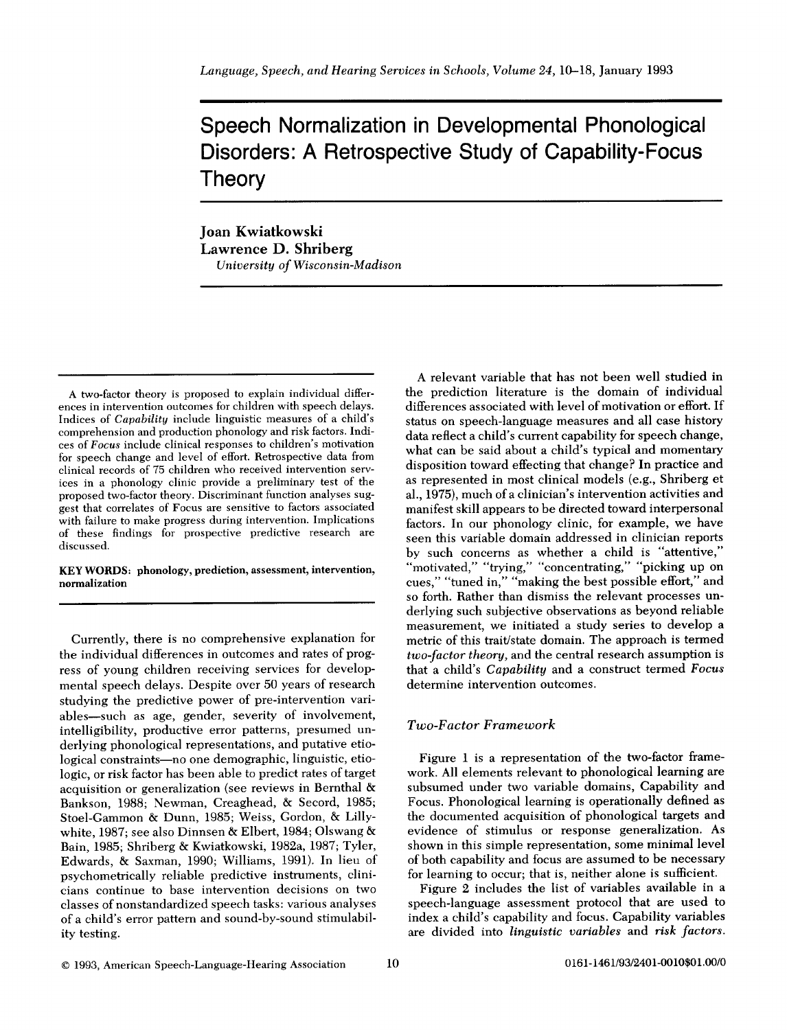# Speech Normalization in Developmental Phonological Disorders: A Retrospective Study of Capability-Focus Theory

**Joan Kwiatkowski**
**Lawrence D. Shriberg**
*University of Wisconsin-Madison*

A two-factor theory is proposed to explain individual differences in intervention outcomes for children with speech delays. Indices of *Capability* include linguistic measures of a child's comprehension and production phonology and risk factors. Indices of *Focus* include clinical responses to children's motivation for speech change and level of effort. Retrospective data from clinical records of 75 children who received intervention services in a phonology clinic provide a preliminary test of the proposed two-factor theory. Discriminant function analyses suggest that correlates of Focus are sensitive to factors associated with failure to make progress during intervention. Implications of these findings for prospective predictive research are discussed.

**KEY WORDS: phonology, prediction, assessment, intervention, normalization**

Currently, there is no comprehensive explanation for the individual differences in outcomes and rates of progress of young children receiving services for developmental speech delays. Despite over 50 years of research studying the predictive power of pre-intervention variables—such as age, gender, severity of involvement, intelligibility, productive error patterns, presumed underlying phonological representations, and putative etiological constraints—no one demographic, linguistic, etiologic, or risk factor has been able to predict rates of target acquisition or generalization (see reviews in Bernthal & Bankson, 1988; Newman, Creaghead, & Secord, 1985; Stoel-Gammon & Dunn, 1985; Weiss, Gordon, & Lillywhite, 1987; see also Dinnsen & Elbert, 1984; Olswang & Bain, 1985; Shriberg & Kwiatkowski, 1982a, 1987; Tyler, Edwards, & Saxman, 1990; Williams, 1991). In lieu of psychometrically reliable predictive instruments, clinicians continue to base intervention decisions on two classes of nonstandardized speech tasks: various analyses of a child's error pattern and sound-by-sound stimulability testing.

A relevant variable that has not been well studied in the prediction literature is the domain of individual differences associated with level of motivation or effort. If status on speech-language measures and all case history data reflect a child's current capability for speech change, what can be said about a child's typical and momentary disposition toward effecting that change? In practice and as represented in most clinical models (e.g., Shriberg et al., 1975), much of a clinician's intervention activities and manifest skill appears to be directed toward interpersonal factors. In our phonology clinic, for example, we have seen this variable domain addressed in clinician reports by such concerns as whether a child is "attentive," "motivated," "trying," "concentrating," "picking up on cues," "tuned in," "making the best possible effort," and so forth. Rather than dismiss the relevant processes underlying such subjective observations as beyond reliable measurement, we initiated a study series to develop a metric of this trait/state domain. The approach is termed *two-factor theory*, and the central research assumption is that a child's *Capability* and a construct termed *Focus* determine intervention outcomes.

### *Two-Factor Framework*

Figure 1 is a representation of the two-factor framework. All elements relevant to phonological learning are subsumed under two variable domains, Capability and Focus. Phonological learning is operationally defined as the documented acquisition of phonological targets and evidence of stimulus or response generalization. As shown in this simple representation, some minimal level of both capability and focus are assumed to be necessary for learning to occur; that is, neither alone is sufficient.

Figure 2 includes the list of variables available in a speech-language assessment protocol that are used to index a child's capability and focus. Capability variables are divided into *linguistic variables* and *risk factors*.

© 1993, American Speech-Language-Hearing Association

0161-1461/93/2401-0010$01.00/0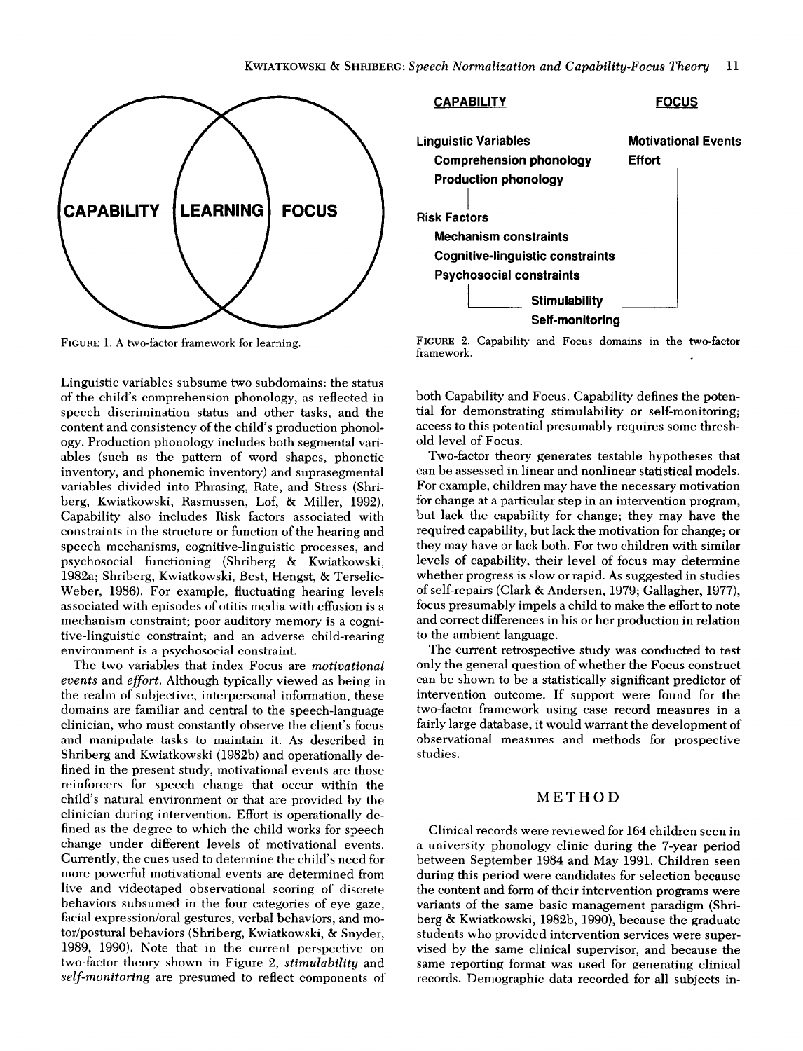CAPABILITY

LEARNING

FOCUS

FIGURE 1. A two-factor framework for learning.

CAPABILITY

FOCUS

Linguistic Variables

Comprehension phonology

Production phonology

Risk Factors

Mechanism constraints

Cognitive-linguistic constraints

Psychosocial constraints

Motivational Events

Effort

Stimulability

Self-monitoring

FIGURE 2. Capability and Focus domains in the two-factor framework.

Linguistic variables subsume two subdomains: the status of the child's comprehension phonology, as reflected in speech discrimination status and other tasks, and the content and consistency of the child's production phonology. Production phonology includes both segmental variables (such as the pattern of word shapes, phonetic inventory, and phonemic inventory) and suprasegmental variables divided into Phrasing, Rate, and Stress (Shriberg, Kwiatkowski, Rasmussen, Lof, & Miller, 1992). Capability also includes Risk factors associated with constraints in the structure or function of the hearing and speech mechanisms, cognitive-linguistic processes, and psychosocial functioning (Shriberg & Kwiatkowski, 1982a; Shriberg, Kwiatkowski, Best, Hengst, & Terselic-Weber, 1986). For example, fluctuating hearing levels associated with episodes of otitis media with effusion is a mechanism constraint; poor auditory memory is a cognitive-linguistic constraint; and an adverse child-rearing environment is a psychosocial constraint.

The two variables that index Focus are *motivational events* and *effort*. Although typically viewed as being in the realm of subjective, interpersonal information, these domains are familiar and central to the speech-language clinician, who must constantly observe the client's focus and manipulate tasks to maintain it. As described in Shriberg and Kwiatkowski (1982b) and operationally defined in the present study, motivational events are those reinforcers for speech change that occur within the child's natural environment or that are provided by the clinician during intervention. Effort is operationally defined as the degree to which the child works for speech change under different levels of motivational events. Currently, the cues used to determine the child's need for more powerful motivational events are determined from live and videotaped observational scoring of discrete behaviors subsumed in the four categories of eye gaze, facial expression/oral gestures, verbal behaviors, and motor/postural behaviors (Shriberg, Kwiatkowski, & Snyder, 1989, 1990). Note that in the current perspective on two-factor theory shown in Figure 2, *stimulability* and *self-monitoring* are presumed to reflect components of both Capability and Focus. Capability defines the potential for demonstrating stimulability or self-monitoring; access to this potential presumably requires some threshold level of Focus.

Two-factor theory generates testable hypotheses that can be assessed in linear and nonlinear statistical models. For example, children may have the necessary motivation for change at a particular step in an intervention program, but lack the capability for change; they may have the required capability, but lack the motivation for change; or they may have or lack both. For two children with similar levels of capability, their level of focus may determine whether progress is slow or rapid. As suggested in studies of self-repairs (Clark & Andersen, 1979; Gallagher, 1977), focus presumably impels a child to make the effort to note and correct differences in his or her production in relation to the ambient language.

The current retrospective study was conducted to test only the general question of whether the Focus construct can be shown to be a statistically significant predictor of intervention outcome. If support were found for the two-factor framework using case record measures in a fairly large database, it would warrant the development of observational measures and methods for prospective studies.

## METHOD

Clinical records were reviewed for 164 children seen in a university phonology clinic during the 7-year period between September 1984 and May 1991. Children seen during this period were candidates for selection because the content and form of their intervention programs were variants of the same basic management paradigm (Shriberg & Kwiatkowski, 1982b, 1990), because the graduate students who provided intervention services were supervised by the same clinical supervisor, and because the same reporting format was used for generating clinical records. Demographic data recorded for all subjects in-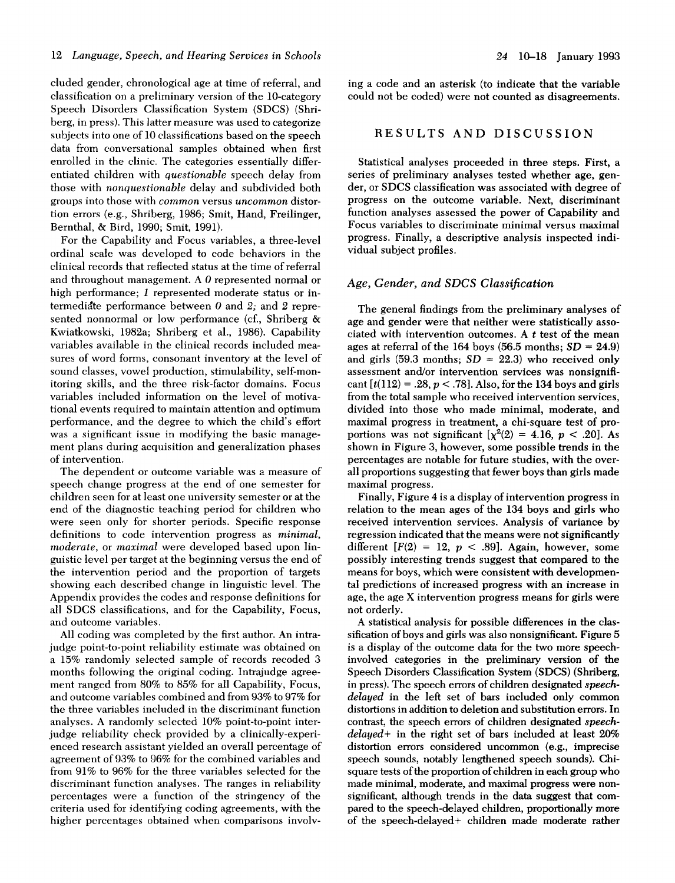cluded gender, chronological age at time of referral, and classification on a preliminary version of the 10-category Speech Disorders Classification System (SDCS) (Shriberg, in press). This latter measure was used to categorize subjects into one of 10 classifications based on the speech data from conversational samples obtained when first enrolled in the clinic. The categories essentially differentiated children with *questionable* speech delay from those with *nonquestionable* delay and subdivided both groups into those with *common* versus *uncommon* distortion errors (e.g., Shriberg, 1986; Smit, Hand, Freilinger, Bernthal, & Bird, 1990; Smit, 1991).

For the Capability and Focus variables, a three-level ordinal scale was developed to code behaviors in the clinical records that reflected status at the time of referral and throughout management. A *0* represented normal or high performance; *1* represented moderate status or intermediate performance between *0* and *2*; and *2* represented nonnormal or low performance (cf., Shriberg & Kwiatkowski, 1982a; Shriberg et al., 1986). Capability variables available in the clinical records included measures of word forms, consonant inventory at the level of sound classes, vowel production, stimulability, self-monitoring skills, and the three risk-factor domains. Focus variables included information on the level of motivational events required to maintain attention and optimum performance, and the degree to which the child's effort was a significant issue in modifying the basic management plans during acquisition and generalization phases of intervention.

The dependent or outcome variable was a measure of speech change progress at the end of one semester for children seen for at least one university semester or at the end of the diagnostic teaching period for children who were seen only for shorter periods. Specific response definitions to code intervention progress as *minimal*, *moderate*, or *maximal* were developed based upon linguistic level per target at the beginning versus the end of the intervention period and the proportion of targets showing each described change in linguistic level. The Appendix provides the codes and response definitions for all SDCS classifications, and for the Capability, Focus, and outcome variables.

All coding was completed by the first author. An intrajudge point-to-point reliability estimate was obtained on a 15% randomly selected sample of records recoded 3 months following the original coding. Intrajudge agreement ranged from 80% to 85% for all Capability, Focus, and outcome variables combined and from 93% to 97% for the three variables included in the discriminant function analyses. A randomly selected 10% point-to-point interjudge reliability check provided by a clinically-experienced research assistant yielded an overall percentage of agreement of 93% to 96% for the combined variables and from 91% to 96% for the three variables selected for the discriminant function analyses. The ranges in reliability percentages were a function of the stringency of the criteria used for identifying coding agreements, with the higher percentages obtained when comparisons involving a code and an asterisk (to indicate that the variable could not be coded) were not counted as disagreements.

## RESULTS AND DISCUSSION

Statistical analyses proceeded in three steps. First, a series of preliminary analyses tested whether age, gender, or SDCS classification was associated with degree of progress on the outcome variable. Next, discriminant function analyses assessed the power of Capability and Focus variables to discriminate minimal versus maximal progress. Finally, a descriptive analysis inspected individual subject profiles.

### *Age, Gender, and SDCS Classification*

The general findings from the preliminary analyses of age and gender were that neither were statistically associated with intervention outcomes. A *t* test of the mean ages at referral of the 164 boys (56.5 months; $SD = 24.9$) and girls (59.3 months; $SD = 22.3$) who received only assessment and/or intervention services was nonsignificant [$t(112) = .28, p < .78$]. Also, for the 134 boys and girls from the total sample who received intervention services, divided into those who made minimal, moderate, and maximal progress in treatment, a chi-square test of proportions was not significant [$\chi^2(2) = 4.16, p < .20$]. As shown in Figure 3, however, some possible trends in the percentages are notable for future studies, with the overall proportions suggesting that fewer boys than girls made maximal progress.

Finally, Figure 4 is a display of intervention progress in relation to the mean ages of the 134 boys and girls who received intervention services. Analysis of variance by regression indicated that the means were not significantly different [$F(2) = 12, p < .89$]. Again, however, some possibly interesting trends suggest that compared to the means for boys, which were consistent with developmental predictions of increased progress with an increase in age, the age X intervention progress means for girls were not orderly.

A statistical analysis for possible differences in the classification of boys and girls was also nonsignificant. Figure 5 is a display of the outcome data for the two more speech-involved categories in the preliminary version of the Speech Disorders Classification System (SDCS) (Shriberg, in press). The speech errors of children designated *speech-delayed* in the left set of bars included only common distortions in addition to deletion and substitution errors. In contrast, the speech errors of children designated *speech-delayed+* in the right set of bars included at least 20% distortion errors considered uncommon (e.g., imprecise speech sounds, notably lengthened speech sounds). Chi-square tests of the proportion of children in each group who made minimal, moderate, and maximal progress were nonsignificant, although trends in the data suggest that compared to the speech-delayed children, proportionally more of the speech-delayed+ children made moderate rather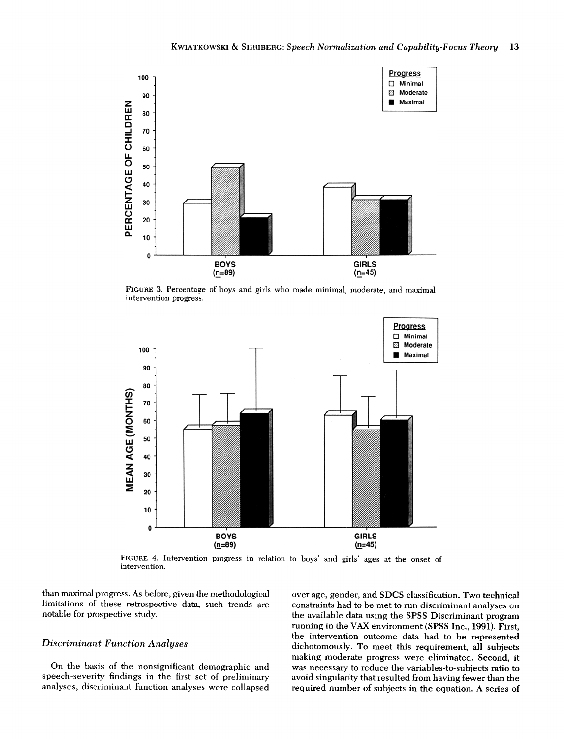PERCENTAGE OF CHILDREN

100
90
80
70
60
50
40
30
20
10
0

Progress
Minimal
Moderate
Maximal

BOYS
(n=89)

GIRLS
(n=45)

FIGURE 3. Percentage of boys and girls who made minimal, moderate, and maximal intervention progress.

MEAN AGE (MONTHS)

100
90
80
70
60
50
40
30
20
10
0

Progress
Minimal
Moderate
Maximal

BOYS
(n=89)

GIRLS
(n=45)

FIGURE 4. Intervention progress in relation to boys' and girls' ages at the onset of intervention.

than maximal progress. As before, given the methodological limitations of these retrospective data, such trends are notable for prospective study.

### *Discriminant Function Analyses*

On the basis of the nonsignificant demographic and speech-severity findings in the first set of preliminary analyses, discriminant function analyses were collapsed over age, gender, and SDCS classification. Two technical constraints had to be met to run discriminant analyses on the available data using the SPSS Discriminant program running in the VAX environment (SPSS Inc., 1991). First, the intervention outcome data had to be represented dichotomously. To meet this requirement, all subjects making moderate progress were eliminated. Second, it was necessary to reduce the variables-to-subjects ratio to avoid singularity that resulted from having fewer than the required number of subjects in the equation. A series of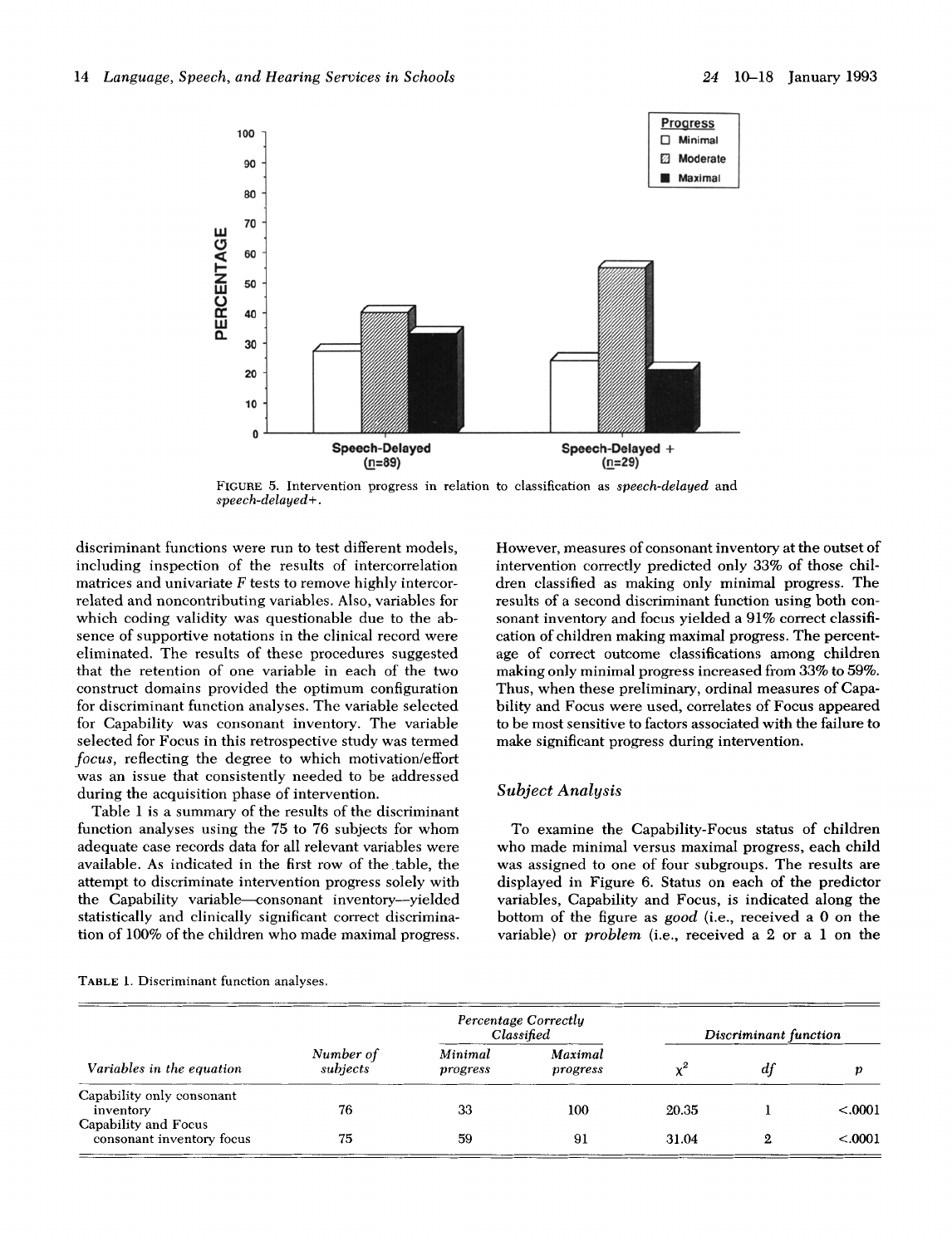Progress
Minimal
Moderate
Maximal

PERCENTAGE
100
90
80
70
60
50
40
30
20
10
0

Speech-Delayed
(n=89)

Speech-Delayed +
(n=29)

FIGURE 5. Intervention progress in relation to classification as *speech-delayed* and *speech-delayed+*.

discriminant functions were run to test different models, including inspection of the results of intercorrelation matrices and univariate $F$ tests to remove highly intercorrelated and noncontributing variables. Also, variables for which coding validity was questionable due to the absence of supportive notations in the clinical record were eliminated. The results of these procedures suggested that the retention of one variable in each of the two construct domains provided the optimum configuration for discriminant function analyses. The variable selected for Capability was consonant inventory. The variable selected for Focus in this retrospective study was termed *focus,* reflecting the degree to which motivation/effort was an issue that consistently needed to be addressed during the acquisition phase of intervention.

Table 1 is a summary of the results of the discriminant function analyses using the 75 to 76 subjects for whom adequate case records data for all relevant variables were available. As indicated in the first row of the table, the attempt to discriminate intervention progress solely with the Capability variable—consonant inventory—yielded statistically and clinically significant correct discrimination of 100% of the children who made maximal progress. However, measures of consonant inventory at the outset of intervention correctly predicted only 33% of those children classified as making only minimal progress. The results of a second discriminant function using both consonant inventory and focus yielded a 91% correct classification of children making maximal progress. The percentage of correct outcome classifications among children making only minimal progress increased from 33% to 59%. Thus, when these preliminary, ordinal measures of Capability and Focus were used, correlates of Focus appeared to be most sensitive to factors associated with the failure to make significant progress during intervention.

### *Subject Analysis*

To examine the Capability-Focus status of children who made minimal versus maximal progress, each child was assigned to one of four subgroups. The results are displayed in Figure 6. Status on each of the predictor variables, Capability and Focus, is indicated along the bottom of the figure as *good* (i.e., received a 0 on the variable) or *problem* (i.e., received a 2 or a 1 on the

TABLE 1. Discriminant function analyses.

| | | *Percentage Correctly Classified* | | *Discriminant function* | | |
|---|---|---|---|---|---|---|
| *Variables in the equation* | *Number of subjects* | *Minimal progress* | *Maximal progress* | $\chi^2$ | *df* | *p* |
| Capability only consonant inventory | 76 | 33 | 100 | 20.35 | 1 | <.0001 |
| Capability and Focus consonant inventory focus | 75 | 59 | 91 | 31.04 | 2 | <.0001 |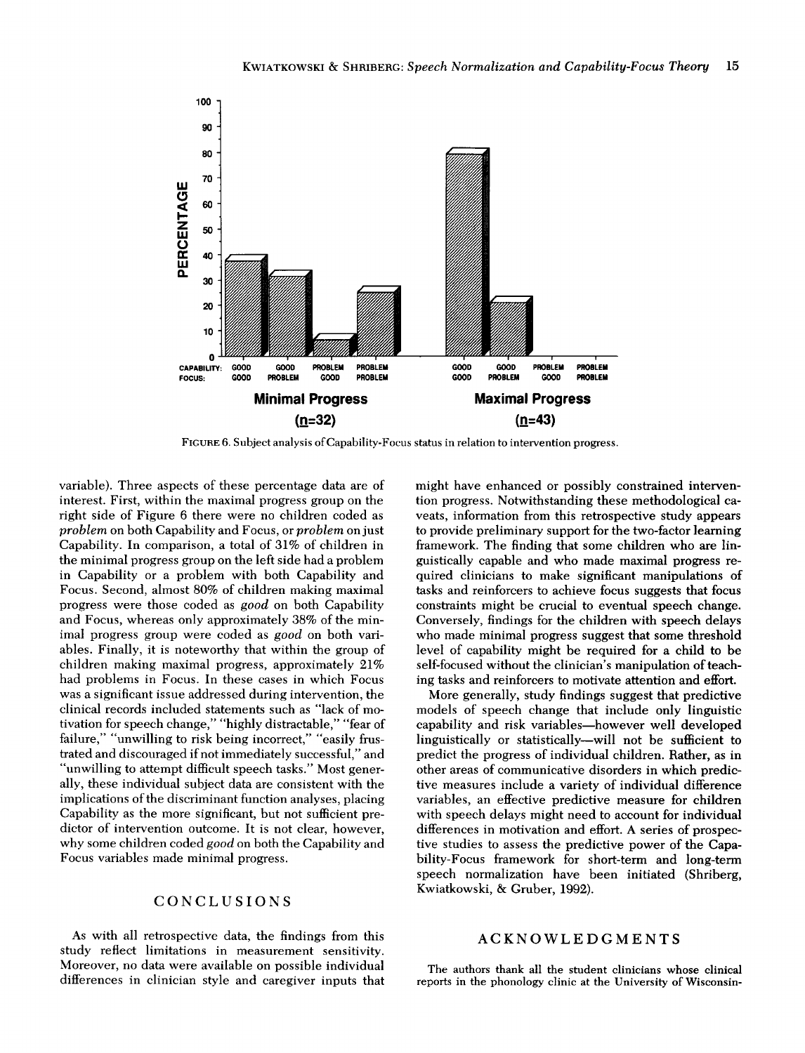100
90
80
70
60
50
40
30
20
10
0

PERCENTAGE

CAPABILITY: GOOD GOOD PROBLEM PROBLEM GOOD GOOD PROBLEM PROBLEM
FOCUS: GOOD PROBLEM GOOD PROBLEM GOOD PROBLEM GOOD PROBLEM

**Minimal Progress** (n=32)

**Maximal Progress** (n=43)

FIGURE 6. Subject analysis of Capability-Focus status in relation to intervention progress.

variable). Three aspects of these percentage data are of interest. First, within the maximal progress group on the right side of Figure 6 there were no children coded as *problem* on both Capability and Focus, or *problem* on just Capability. In comparison, a total of 31% of children in the minimal progress group on the left side had a problem in Capability or a problem with both Capability and Focus. Second, almost 80% of children making maximal progress were those coded as *good* on both Capability and Focus, whereas only approximately 38% of the minimal progress group were coded as *good* on both variables. Finally, it is noteworthy that within the group of children making maximal progress, approximately 21% had problems in Focus. In these cases in which Focus was a significant issue addressed during intervention, the clinical records included statements such as "lack of motivation for speech change," "highly distractable," "fear of failure," "unwilling to risk being incorrect," "easily frustrated and discouraged if not immediately successful," and "unwilling to attempt difficult speech tasks." Most generally, these individual subject data are consistent with the implications of the discriminant function analyses, placing Capability as the more significant, but not sufficient predictor of intervention outcome. It is not clear, however, why some children coded *good* on both the Capability and Focus variables made minimal progress.

## CONCLUSIONS

As with all retrospective data, the findings from this study reflect limitations in measurement sensitivity. Moreover, no data were available on possible individual differences in clinician style and caregiver inputs that might have enhanced or possibly constrained intervention progress. Notwithstanding these methodological caveats, information from this retrospective study appears to provide preliminary support for the two-factor learning framework. The finding that some children who are linguistically capable and who made maximal progress required clinicians to make significant manipulations of tasks and reinforcers to achieve focus suggests that focus constraints might be crucial to eventual speech change. Conversely, findings for the children with speech delays who made minimal progress suggest that some threshold level of capability might be required for a child to be self-focused without the clinician's manipulation of teaching tasks and reinforcers to motivate attention and effort.

More generally, study findings suggest that predictive models of speech change that include only linguistic capability and risk variables—however well developed linguistically or statistically—will not be sufficient to predict the progress of individual children. Rather, as in other areas of communicative disorders in which predictive measures include a variety of individual difference variables, an effective predictive measure for children with speech delays might need to account for individual differences in motivation and effort. A series of prospective studies to assess the predictive power of the Capability-Focus framework for short-term and long-term speech normalization have been initiated (Shriberg, Kwiatkowski, & Gruber, 1992).

## ACKNOWLEDGMENTS

The authors thank all the student clinicians whose clinical reports in the phonology clinic at the University of Wisconsin-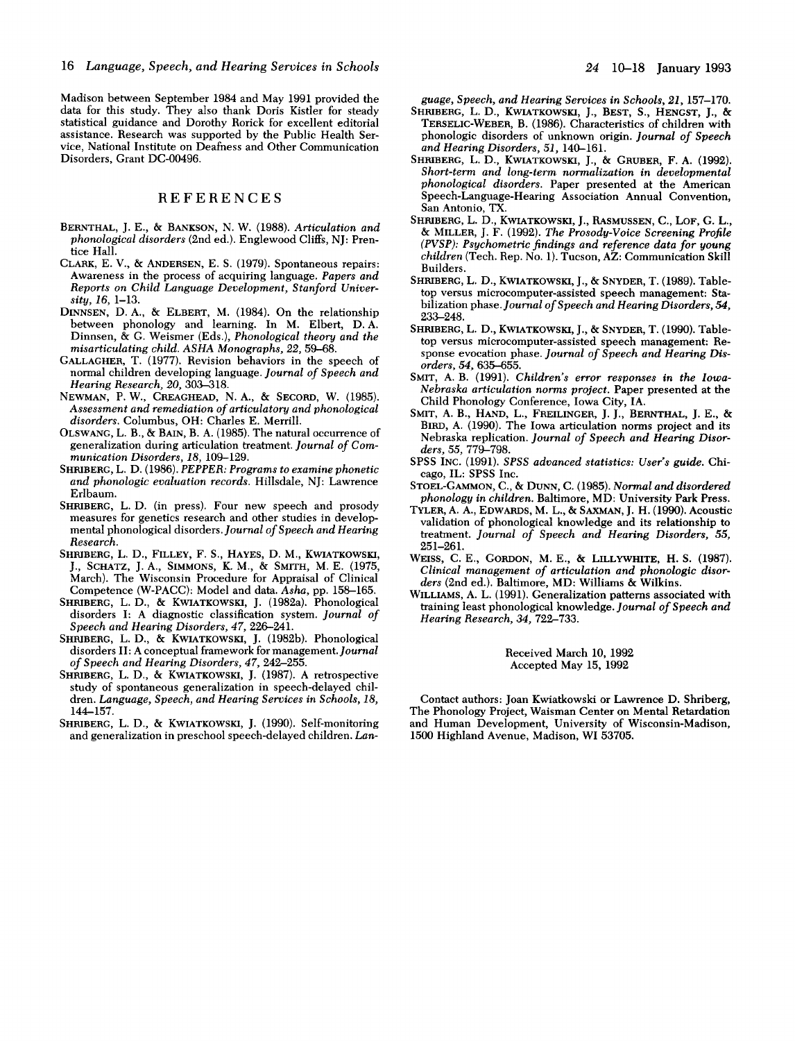Madison between September 1984 and May 1991 provided the data for this study. They also thank Doris Kistler for steady statistical guidance and Dorothy Rorick for excellent editorial assistance. Research was supported by the Public Health Service, National Institute on Deafness and Other Communication Disorders, Grant DC-00496.

## REFERENCES

Bernthal, J. E., & Bankson, N. W. (1988). *Articulation and phonological disorders* (2nd ed.). Englewood Cliffs, NJ: Prentice Hall.

Clark, E. V., & Andersen, E. S. (1979). Spontaneous repairs: Awareness in the process of acquiring language. *Papers and Reports on Child Language Development, Stanford University, 16*, 1–13.

Dinnsen, D. A., & Elbert, M. (1984). On the relationship between phonology and learning. In M. Elbert, D. A. Dinnsen, & G. Weismer (Eds.), *Phonological theory and the misarticulating child. ASHA Monographs, 22*, 59–68.

Gallagher, T. (1977). Revision behaviors in the speech of normal children developing language. *Journal of Speech and Hearing Research, 20*, 303–318.

Newman, P. W., Creaghead, N. A., & Secord, W. (1985). *Assessment and remediation of articulatory and phonological disorders*. Columbus, OH: Charles E. Merrill.

Olswang, L. B., & Bain, B. A. (1985). The natural occurrence of generalization during articulation treatment. *Journal of Communication Disorders, 18*, 109–129.

Shriberg, L. D. (1986). *PEPPER: Programs to examine phonetic and phonologic evaluation records*. Hillsdale, NJ: Lawrence Erlbaum.

Shriberg, L. D. (in press). Four new speech and prosody measures for genetics research and other studies in developmental phonological disorders. *Journal of Speech and Hearing Research*.

Shriberg, L. D., Filley, F. S., Hayes, D. M., Kwiatkowski, J., Schatz, J. A., Simmons, K. M., & Smith, M. E. (1975, March). The Wisconsin Procedure for Appraisal of Clinical Competence (W-PACC): Model and data. *Asha*, pp. 158–165.

Shriberg, L. D., & Kwiatkowski, J. (1982a). Phonological disorders I: A diagnostic classification system. *Journal of Speech and Hearing Disorders, 47*, 226–241.

Shriberg, L. D., & Kwiatkowski, J. (1982b). Phonological disorders II: A conceptual framework for management. *Journal of Speech and Hearing Disorders, 47*, 242–255.

Shriberg, L. D., & Kwiatkowski, J. (1987). A retrospective study of spontaneous generalization in speech-delayed children. *Language, Speech, and Hearing Services in Schools, 18*, 144–157.

Shriberg, L. D., & Kwiatkowski, J. (1990). Self-monitoring and generalization in preschool speech-delayed children. *Language, Speech, and Hearing Services in Schools, 21*, 157–170.

Shriberg, L. D., Kwiatkowski, J., Best, S., Hengst, J., & Terselic-Weber, B. (1986). Characteristics of children with phonologic disorders of unknown origin. *Journal of Speech and Hearing Disorders, 51*, 140–161.

Shriberg, L. D., Kwiatkowski, J., & Gruber, F. A. (1992). *Short-term and long-term normalization in developmental phonological disorders*. Paper presented at the American Speech-Language-Hearing Association Annual Convention, San Antonio, TX.

Shriberg, L. D., Kwiatkowski, J., Rasmussen, C., Lof, G. L., & Miller, J. F. (1992). *The Prosody-Voice Screening Profile (PVSP): Psychometric findings and reference data for young children* (Tech. Rep. No. 1). Tucson, AZ: Communication Skill Builders.

Shriberg, L. D., Kwiatkowski, J., & Snyder, T. (1989). Tabletop versus microcomputer-assisted speech management: Stabilization phase. *Journal of Speech and Hearing Disorders, 54*, 233–248.

Shriberg, L. D., Kwiatkowski, J., & Snyder, T. (1990). Tabletop versus microcomputer-assisted speech management: Response evocation phase. *Journal of Speech and Hearing Disorders, 54*, 635–655.

Smit, A. B. (1991). *Children's error responses in the Iowa-Nebraska articulation norms project*. Paper presented at the Child Phonology Conference, Iowa City, IA.

Smit, A. B., Hand, L., Freilinger, J. J., Bernthal, J. E., & Bird, A. (1990). The Iowa articulation norms project and its Nebraska replication. *Journal of Speech and Hearing Disorders, 55*, 779–798.

SPSS Inc. (1991). *SPSS advanced statistics: User's guide*. Chicago, IL: SPSS Inc.

Stoel-Gammon, C., & Dunn, C. (1985). *Normal and disordered phonology in children*. Baltimore, MD: University Park Press.

Tyler, A. A., Edwards, M. L., & Saxman, J. H. (1990). Acoustic validation of phonological knowledge and its relationship to treatment. *Journal of Speech and Hearing Disorders, 55*, 251–261.

Weiss, C. E., Gordon, M. E., & Lillywhite, H. S. (1987). *Clinical management of articulation and phonologic disorders* (2nd ed.). Baltimore, MD: Williams & Wilkins.

Williams, A. L. (1991). Generalization patterns associated with training least phonological knowledge. *Journal of Speech and Hearing Research, 34*, 722–733.

Received March 10, 1992
Accepted May 15, 1992

Contact authors: Joan Kwiatkowski or Lawrence D. Shriberg, The Phonology Project, Waisman Center on Mental Retardation and Human Development, University of Wisconsin-Madison, 1500 Highland Avenue, Madison, WI 53705.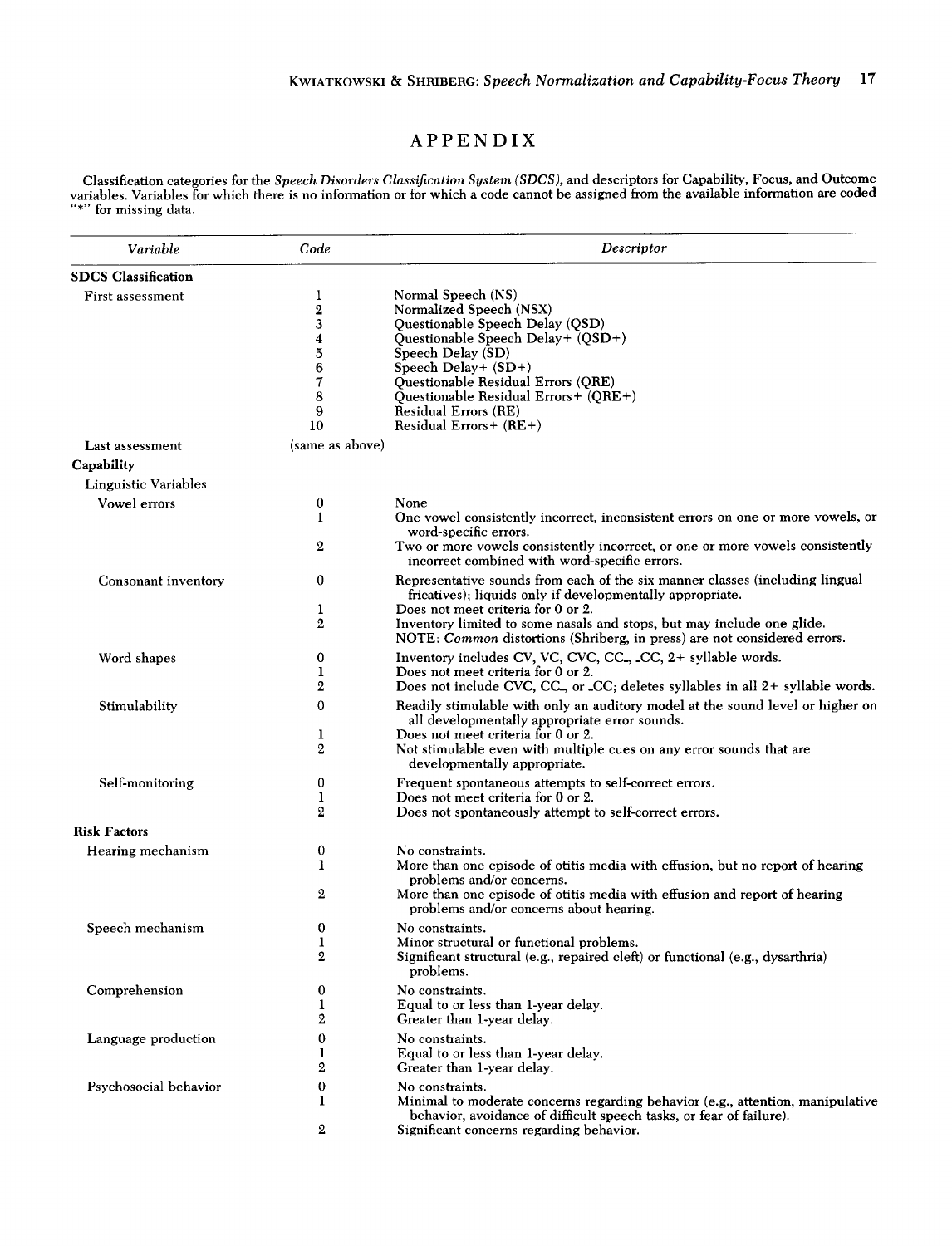# APPENDIX

Classification categories for the *Speech Disorders Classification System (SDCS)*, and descriptors for Capability, Focus, and Outcome variables. Variables for which there is no information or for which a code cannot be assigned from the available information are coded "*" for missing data.

| *Variable* | *Code* | *Descriptor* |
|---|---|---|
| **SDCS Classification** | | |
| First assessment | 1 | Normal Speech (NS) |
| | 2 | Normalized Speech (NSX) |
| | 3 | Questionable Speech Delay (QSD) |
| | 4 | Questionable Speech Delay+ (QSD+) |
| | 5 | Speech Delay (SD) |
| | 6 | Speech Delay+ (SD+) |
| | 7 | Questionable Residual Errors (QRE) |
| | 8 | Questionable Residual Errors+ (QRE+) |
| | 9 | Residual Errors (RE) |
| | 10 | Residual Errors+ (RE+) |
| Last assessment | (same as above) | |
| **Capability** | | |
| Linguistic Variables | | |
| Vowel errors | 0 | None |
| | 1 | One vowel consistently incorrect, inconsistent errors on one or more vowels, or word-specific errors. |
| | 2 | Two or more vowels consistently incorrect, or one or more vowels consistently incorrect combined with word-specific errors. |
| Consonant inventory | 0 | Representative sounds from each of the six manner classes (including lingual fricatives); liquids only if developmentally appropriate. |
| | 1 | Does not meet criteria for 0 or 2. |
| | 2 | Inventory limited to some nasals and stops, but may include one glide. NOTE: *Common* distortions (Shriberg, in press) are not considered errors. |
| Word shapes | 0 | Inventory includes CV, VC, CVC, CC_, _CC, 2+ syllable words. |
| | 1 | Does not meet criteria for 0 or 2. |
| | 2 | Does not include CVC, CC_, or _CC; deletes syllables in all 2+ syllable words. |
| Stimulability | 0 | Readily stimulable with only an auditory model at the sound level or higher on all developmentally appropriate error sounds. |
| | 1 | Does not meet criteria for 0 or 2. |
| | 2 | Not stimulable even with multiple cues on any error sounds that are developmentally appropriate. |
| Self-monitoring | 0 | Frequent spontaneous attempts to self-correct errors. |
| | 1 | Does not meet criteria for 0 or 2. |
| | 2 | Does not spontaneously attempt to self-correct errors. |
| **Risk Factors** | | |
| Hearing mechanism | 0 | No constraints. |
| | 1 | More than one episode of otitis media with effusion, but no report of hearing problems and/or concerns. |
| | 2 | More than one episode of otitis media with effusion and report of hearing problems and/or concerns about hearing. |
| Speech mechanism | 0 | No constraints. |
| | 1 | Minor structural or functional problems. |
| | 2 | Significant structural (e.g., repaired cleft) or functional (e.g., dysarthria) problems. |
| Comprehension | 0 | No constraints. |
| | 1 | Equal to or less than 1-year delay. |
| | 2 | Greater than 1-year delay. |
| Language production | 0 | No constraints. |
| | 1 | Equal to or less than 1-year delay. |
| | 2 | Greater than 1-year delay. |
| Psychosocial behavior | 0 | No constraints. |
| | 1 | Minimal to moderate concerns regarding behavior (e.g., attention, manipulative behavior, avoidance of difficult speech tasks, or fear of failure). |
| | 2 | Significant concerns regarding behavior. |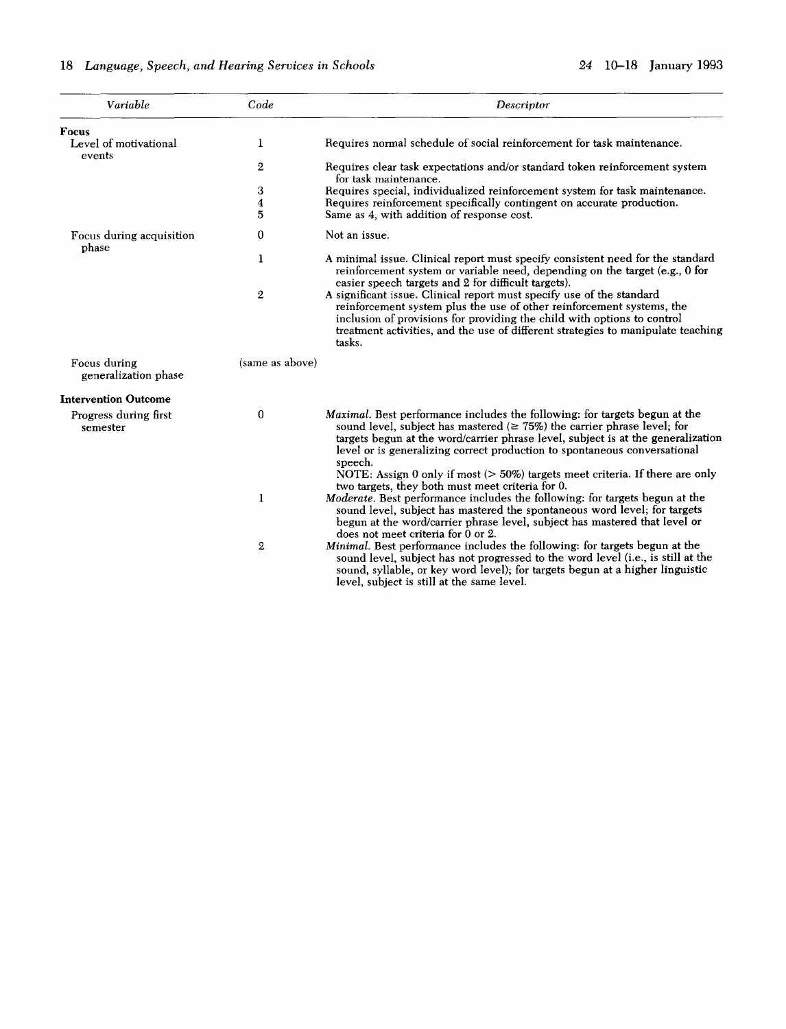| Variable | Code | Descriptor |
|---|---|---|
| **Focus** | | |
| Level of motivational events | 1 | Requires normal schedule of social reinforcement for task maintenance. |
| | 2 | Requires clear task expectations and/or standard token reinforcement system for task maintenance. |
| | 3 | Requires special, individualized reinforcement system for task maintenance. |
| | 4 | Requires reinforcement specifically contingent on accurate production. |
| | 5 | Same as 4, with addition of response cost. |
| Focus during acquisition phase | 0 | Not an issue. |
| | 1 | A minimal issue. Clinical report must specify consistent need for the standard reinforcement system or variable need, depending on the target (e.g., 0 for easier speech targets and 2 for difficult targets). |
| | 2 | A significant issue. Clinical report must specify use of the standard reinforcement system plus the use of other reinforcement systems, the inclusion of provisions for providing the child with options to control treatment activities, and the use of different strategies to manipulate teaching tasks. |
| Focus during generalization phase | (same as above) | |
| **Intervention Outcome** | | |
| Progress during first semester | 0 | *Maximal.* Best performance includes the following: for targets begun at the sound level, subject has mastered (≥ 75%) the carrier phrase level; for targets begun at the word/carrier phrase level, subject is at the generalization level or is generalizing correct production to spontaneous conversational speech. NOTE: Assign 0 only if most (> 50%) targets meet criteria. If there are only two targets, they both must meet criteria for 0. |
| | 1 | *Moderate.* Best performance includes the following: for targets begun at the sound level, subject has mastered the spontaneous word level; for targets begun at the word/carrier phrase level, subject has mastered that level or does not meet criteria for 0 or 2. |
| | 2 | *Minimal.* Best performance includes the following: for targets begun at the sound level, subject has not progressed to the word level (i.e., is still at the sound, syllable, or key word level); for targets begun at a higher linguistic level, subject is still at the same level. |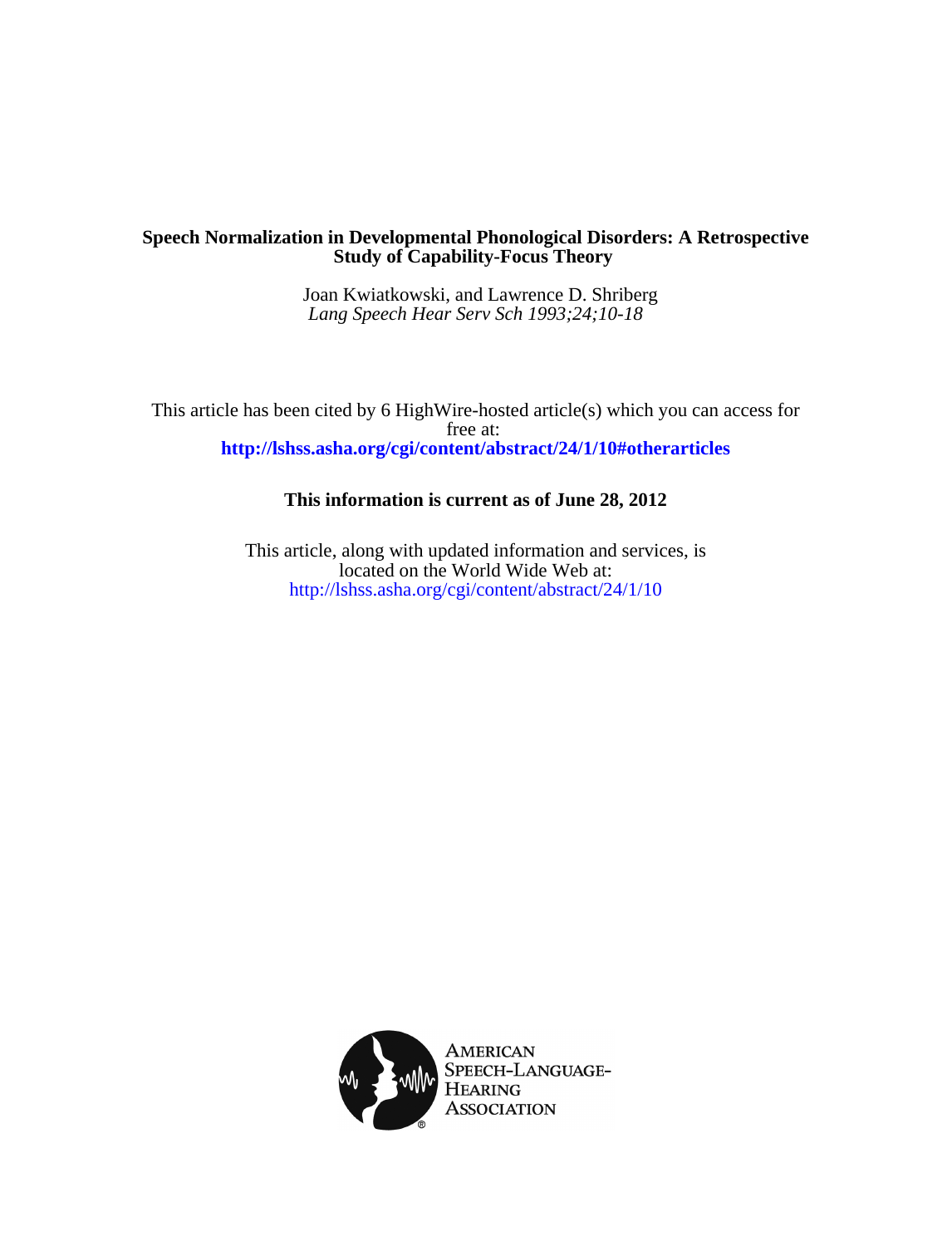**Speech Normalization in Developmental Phonological Disorders: A Retrospective Study of Capability-Focus Theory**

Joan Kwiatkowski, and Lawrence D. Shriberg
*Lang Speech Hear Serv Sch 1993;24;10-18*

This article has been cited by 6 HighWire-hosted article(s) which you can access for free at:
**http://lshss.asha.org/cgi/content/abstract/24/1/10#otherarticles**

**This information is current as of June 28, 2012**

This article, along with updated information and services, is located on the World Wide Web at:
http://lshss.asha.org/cgi/content/abstract/24/1/10

AMERICAN SPEECH-LANGUAGE-HEARING ASSOCIATION